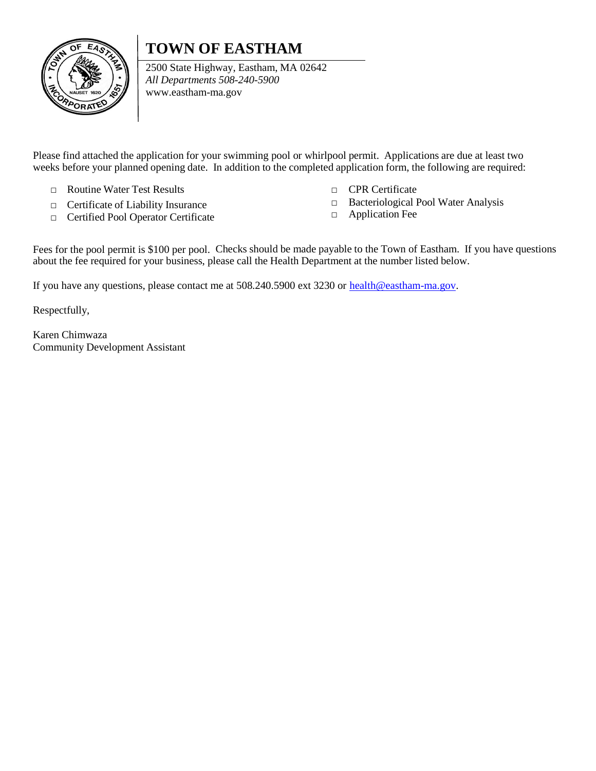# TOWN OF EASTHAM

2500 State Highway, Eastham, MA 02642
*All Departments 508-240-5900*
www.eastham-ma.gov

Please find attached the application for your swimming pool or whirlpool permit. Applications are due at least two weeks before your planned opening date. In addition to the completed application form, the following are required:

- □ Routine Water Test Results
- □ Certificate of Liability Insurance
- □ Certified Pool Operator Certificate
- □ CPR Certificate
- □ Bacteriological Pool Water Analysis
- □ Application Fee

Fees for the pool permit is $100 per pool. Checks should be made payable to the Town of Eastham. If you have questions about the fee required for your business, please call the Health Department at the number listed below.

If you have any questions, please contact me at 508.240.5900 ext 3230 or [health@eastham-ma.gov](mailto:health@eastham-ma.gov).

Respectfully,

Karen Chimwaza
Community Development Assistant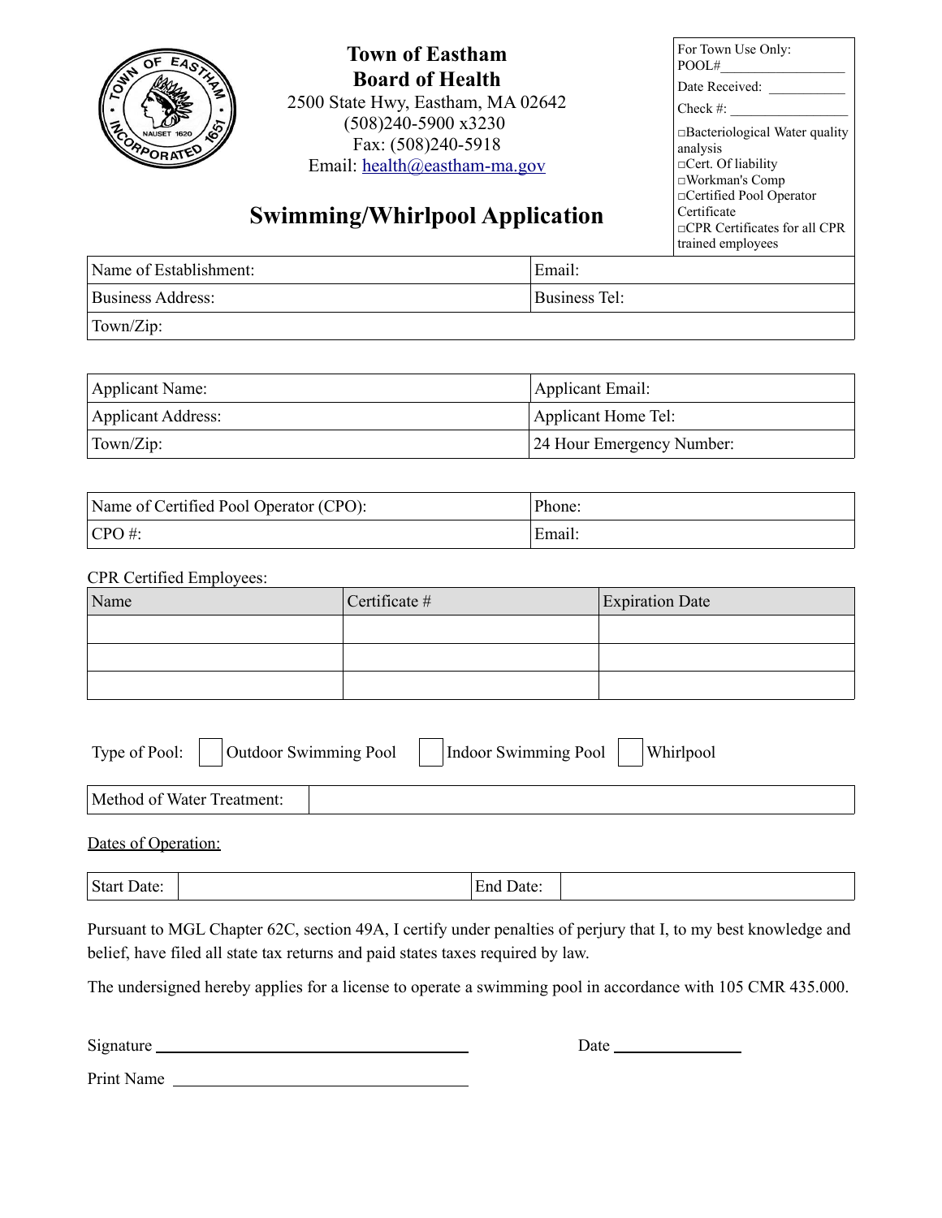**Town of Eastham**
**Board of Health**
2500 State Hwy, Eastham, MA 02642
(508)240-5900 x3230
Fax: (508)240-5918
Email: health@eastham-ma.gov

For Town Use Only:
POOL#__________________
Date Received: ___________
Check #: ________________
□Bacteriological Water quality analysis
□Cert. Of liability
□Workman's Comp
□Certified Pool Operator Certificate
□CPR Certificates for all CPR trained employees

# Swimming/Whirlpool Application

| | |
|---|---|
| Name of Establishment: | Email: |
| Business Address: | Business Tel: |
| Town/Zip: | |

| | |
|---|---|
| Applicant Name: | Applicant Email: |
| Applicant Address: | Applicant Home Tel: |
| Town/Zip: | 24 Hour Emergency Number: |

| | |
|---|---|
| Name of Certified Pool Operator (CPO): | Phone: |
| CPO #: | Email: |

CPR Certified Employees:

| Name | Certificate # | Expiration Date |
|---|---|---|
| | | |
| | | |
| | | |

Type of Pool: ☐ Outdoor Swimming Pool ☐ Indoor Swimming Pool ☐ Whirlpool

| | |
|---|---|
| Method of Water Treatment: | |

Dates of Operation:

| | | | |
|---|---|---|---|
| Start Date: | | End Date: | |

Pursuant to MGL Chapter 62C, section 49A, I certify under penalties of perjury that I, to my best knowledge and belief, have filed all state tax returns and paid states taxes required by law.

The undersigned hereby applies for a license to operate a swimming pool in accordance with 105 CMR 435.000.

Signature ______________________________ Date ______________

Print Name ______________________________